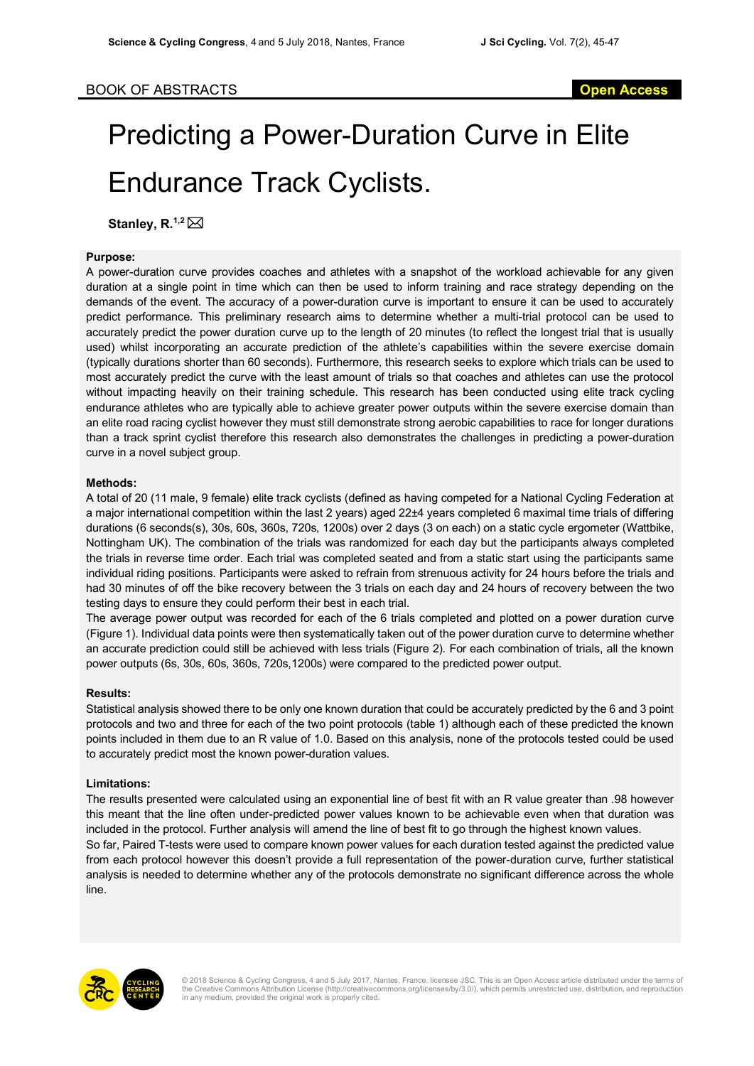BOOK OF ABSTRACTS

# Predicting a Power-Duration Curve in Elite Endurance Track Cyclists.

**Stanley, R.**[1,2] ✉

### Purpose:

A power-duration curve provides coaches and athletes with a snapshot of the workload achievable for any given duration at a single point in time which can then be used to inform training and race strategy depending on the demands of the event. The accuracy of a power-duration curve is important to ensure it can be used to accurately predict performance. This preliminary research aims to determine whether a multi-trial protocol can be used to accurately predict the power duration curve up to the length of 20 minutes (to reflect the longest trial that is usually used) whilst incorporating an accurate prediction of the athlete's capabilities within the severe exercise domain (typically durations shorter than 60 seconds). Furthermore, this research seeks to explore which trials can be used to most accurately predict the curve with the least amount of trials so that coaches and athletes can use the protocol without impacting heavily on their training schedule. This research has been conducted using elite track cycling endurance athletes who are typically able to achieve greater power outputs within the severe exercise domain than an elite road racing cyclist however they must still demonstrate strong aerobic capabilities to race for longer durations than a track sprint cyclist therefore this research also demonstrates the challenges in predicting a power-duration curve in a novel subject group.

### Methods:

A total of 20 (11 male, 9 female) elite track cyclists (defined as having competed for a National Cycling Federation at a major international competition within the last 2 years) aged 22±4 years completed 6 maximal time trials of differing durations (6 seconds(s), 30s, 60s, 360s, 720s, 1200s) over 2 days (3 on each) on a static cycle ergometer (Wattbike, Nottingham UK). The combination of the trials was randomized for each day but the participants always completed the trials in reverse time order. Each trial was completed seated and from a static start using the participants same individual riding positions. Participants were asked to refrain from strenuous activity for 24 hours before the trials and had 30 minutes of off the bike recovery between the 3 trials on each day and 24 hours of recovery between the two testing days to ensure they could perform their best in each trial.

The average power output was recorded for each of the 6 trials completed and plotted on a power duration curve (Figure 1). Individual data points were then systematically taken out of the power duration curve to determine whether an accurate prediction could still be achieved with less trials (Figure 2). For each combination of trials, all the known power outputs (6s, 30s, 60s, 360s, 720s,1200s) were compared to the predicted power output.

### Results:

Statistical analysis showed there to be only one known duration that could be accurately predicted by the 6 and 3 point protocols and two and three for each of the two point protocols (table 1) although each of these predicted the known points included in them due to an R value of 1.0. Based on this analysis, none of the protocols tested could be used to accurately predict most the known power-duration values.

### Limitations:

The results presented were calculated using an exponential line of best fit with an R value greater than .98 however this meant that the line often under-predicted power values known to be achievable even when that duration was included in the protocol. Further analysis will amend the line of best fit to go through the highest known values.

So far, Paired T-tests were used to compare known power values for each duration tested against the predicted value from each protocol however this doesn't provide a full representation of the power-duration curve, further statistical analysis is needed to determine whether any of the protocols demonstrate no significant difference across the whole line.

© 2018 Science & Cycling Congress, 4 and 5 July 2017, Nantes, France. licensee JSC. This is an Open Access article distributed under the terms of the Creative Commons Attribution License (http://creativecommons.org/licenses/by/3.0/), which permits unrestricted use, distribution, and reproduction in any medium, provided the original work is properly cited.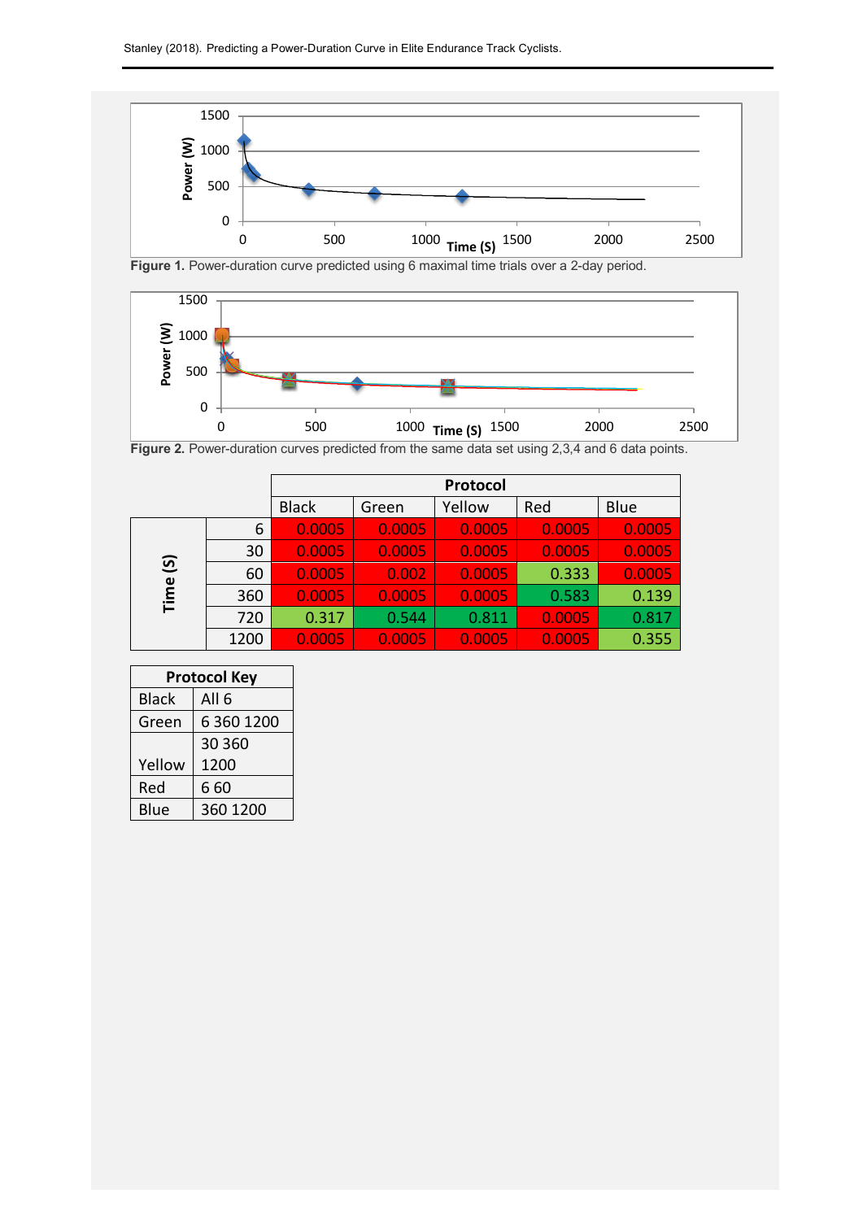Figure 1. Power-duration curve predicted using 6 maximal time trials over a 2-day period.

Figure 2. Power-duration curves predicted from the same data set using 2,3,4 and 6 data points.

| | | Protocol | | | | |
|---|---|---|---|---|---|---|
| | | Black | Green | Yellow | Red | Blue |
| Time (S) | 6 | 0.0005 | 0.0005 | 0.0005 | 0.0005 | 0.0005 |
| | 30 | 0.0005 | 0.0005 | 0.0005 | 0.0005 | 0.0005 |
| | 60 | 0.0005 | 0.002 | 0.0005 | 0.333 | 0.0005 |
| | 360 | 0.0005 | 0.0005 | 0.0005 | 0.583 | 0.139 |
| | 720 | 0.317 | 0.544 | 0.811 | 0.0005 | 0.817 |
| | 1200 | 0.0005 | 0.0005 | 0.0005 | 0.0005 | 0.355 |

| Protocol Key | |
|---|---|
| Black | All 6 |
| Green | 6 360 1200 |
| Yellow | 30 360 1200 |
| Red | 6 60 |
| Blue | 360 1200 |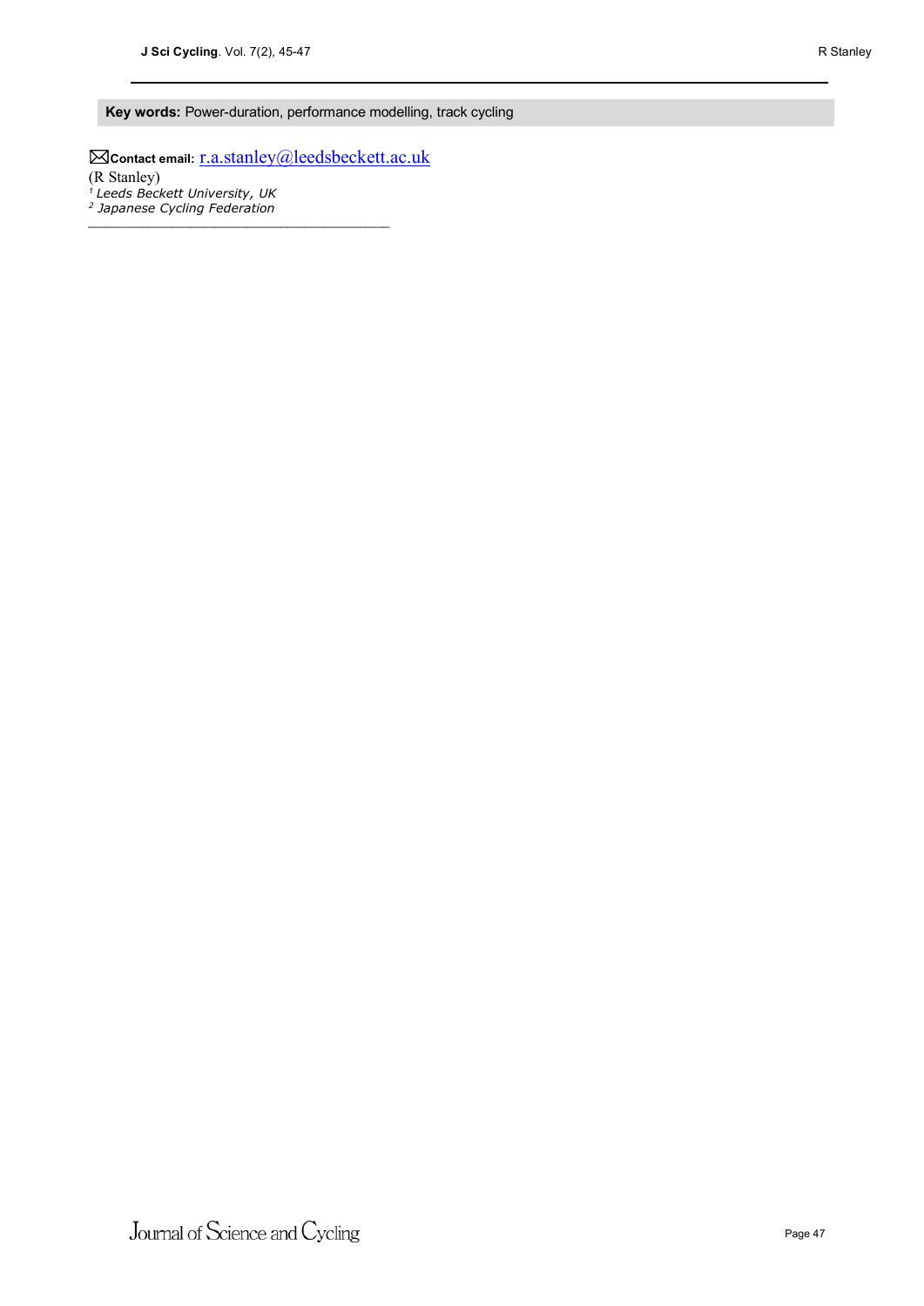**Key words:** Power-duration, performance modelling, track cycling

✉**Contact email:** r.a.stanley@leedsbeckett.ac.uk
(R Stanley)

[1] *Leeds Beckett University, UK*

[2] *Japanese Cycling Federation*